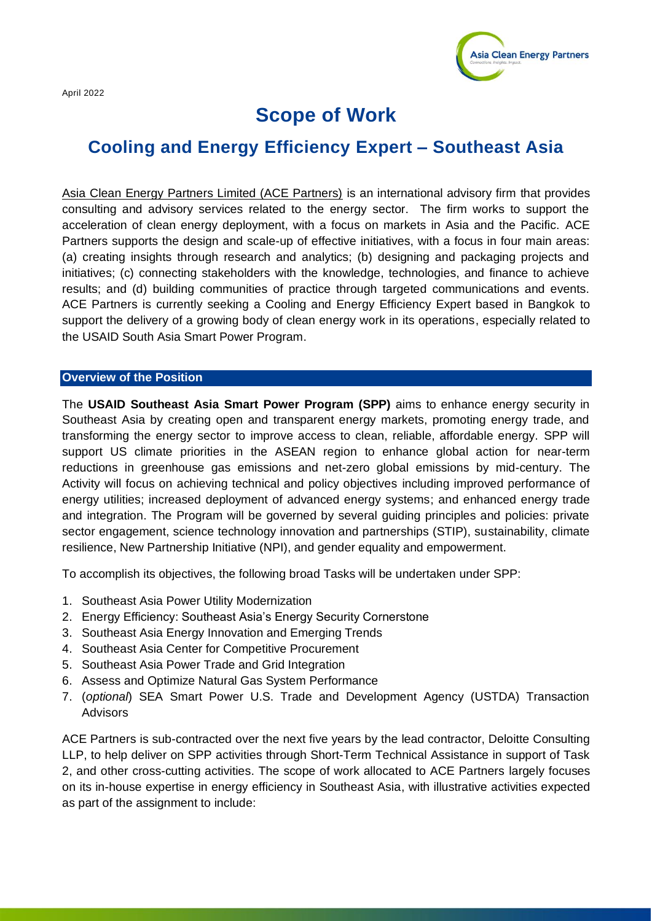April 2022

# Scope of Work

## Cooling and Energy Efficiency Expert – Southeast Asia

Asia Clean Energy Partners Limited (ACE Partners) is an international advisory firm that provides consulting and advisory services related to the energy sector. The firm works to support the acceleration of clean energy deployment, with a focus on markets in Asia and the Pacific. ACE Partners supports the design and scale-up of effective initiatives, with a focus in four main areas: (a) creating insights through research and analytics; (b) designing and packaging projects and initiatives; (c) connecting stakeholders with the knowledge, technologies, and finance to achieve results; and (d) building communities of practice through targeted communications and events. ACE Partners is currently seeking a Cooling and Energy Efficiency Expert based in Bangkok to support the delivery of a growing body of clean energy work in its operations, especially related to the USAID South Asia Smart Power Program.

### Overview of the Position

The **USAID Southeast Asia Smart Power Program (SPP)** aims to enhance energy security in Southeast Asia by creating open and transparent energy markets, promoting energy trade, and transforming the energy sector to improve access to clean, reliable, affordable energy. SPP will support US climate priorities in the ASEAN region to enhance global action for near-term reductions in greenhouse gas emissions and net-zero global emissions by mid-century. The Activity will focus on achieving technical and policy objectives including improved performance of energy utilities; increased deployment of advanced energy systems; and enhanced energy trade and integration. The Program will be governed by several guiding principles and policies: private sector engagement, science technology innovation and partnerships (STIP), sustainability, climate resilience, New Partnership Initiative (NPI), and gender equality and empowerment.

To accomplish its objectives, the following broad Tasks will be undertaken under SPP:

1. Southeast Asia Power Utility Modernization
2. Energy Efficiency: Southeast Asia's Energy Security Cornerstone
3. Southeast Asia Energy Innovation and Emerging Trends
4. Southeast Asia Center for Competitive Procurement
5. Southeast Asia Power Trade and Grid Integration
6. Assess and Optimize Natural Gas System Performance
7. (*optional*) SEA Smart Power U.S. Trade and Development Agency (USTDA) Transaction Advisors

ACE Partners is sub-contracted over the next five years by the lead contractor, Deloitte Consulting LLP, to help deliver on SPP activities through Short-Term Technical Assistance in support of Task 2, and other cross-cutting activities. The scope of work allocated to ACE Partners largely focuses on its in-house expertise in energy efficiency in Southeast Asia, with illustrative activities expected as part of the assignment to include: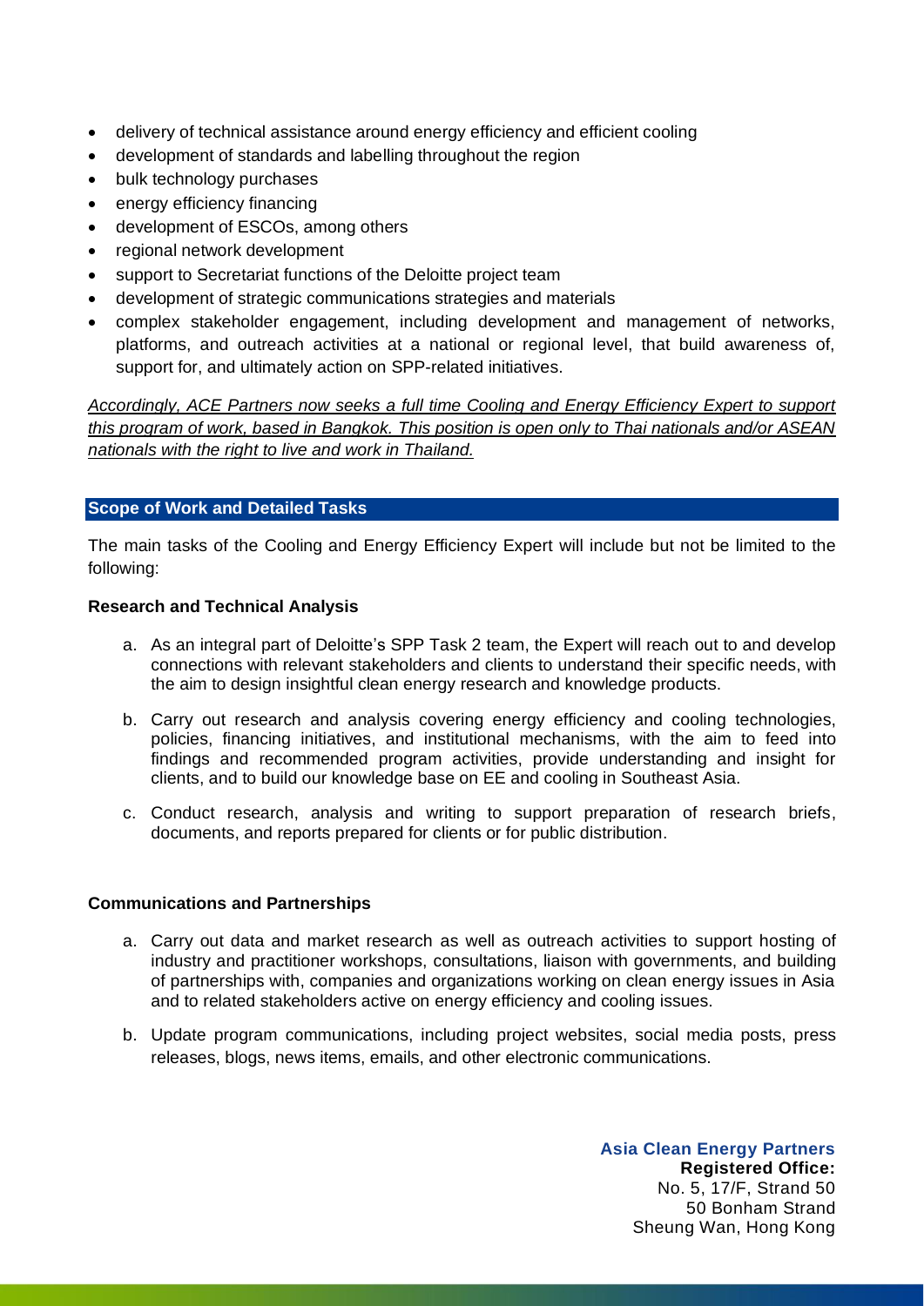- delivery of technical assistance around energy efficiency and efficient cooling
- development of standards and labelling throughout the region
- bulk technology purchases
- energy efficiency financing
- development of ESCOs, among others
- regional network development
- support to Secretariat functions of the Deloitte project team
- development of strategic communications strategies and materials
- complex stakeholder engagement, including development and management of networks, platforms, and outreach activities at a national or regional level, that build awareness of, support for, and ultimately action on SPP-related initiatives.

*Accordingly, ACE Partners now seeks a full time Cooling and Energy Efficiency Expert to support this program of work, based in Bangkok. This position is open only to Thai nationals and/or ASEAN nationals with the right to live and work in Thailand.*

## Scope of Work and Detailed Tasks

The main tasks of the Cooling and Energy Efficiency Expert will include but not be limited to the following:

**Research and Technical Analysis**

a. As an integral part of Deloitte's SPP Task 2 team, the Expert will reach out to and develop connections with relevant stakeholders and clients to understand their specific needs, with the aim to design insightful clean energy research and knowledge products.

b. Carry out research and analysis covering energy efficiency and cooling technologies, policies, financing initiatives, and institutional mechanisms, with the aim to feed into findings and recommended program activities, provide understanding and insight for clients, and to build our knowledge base on EE and cooling in Southeast Asia.

c. Conduct research, analysis and writing to support preparation of research briefs, documents, and reports prepared for clients or for public distribution.

**Communications and Partnerships**

a. Carry out data and market research as well as outreach activities to support hosting of industry and practitioner workshops, consultations, liaison with governments, and building of partnerships with, companies and organizations working on clean energy issues in Asia and to related stakeholders active on energy efficiency and cooling issues.

b. Update program communications, including project websites, social media posts, press releases, blogs, news items, emails, and other electronic communications.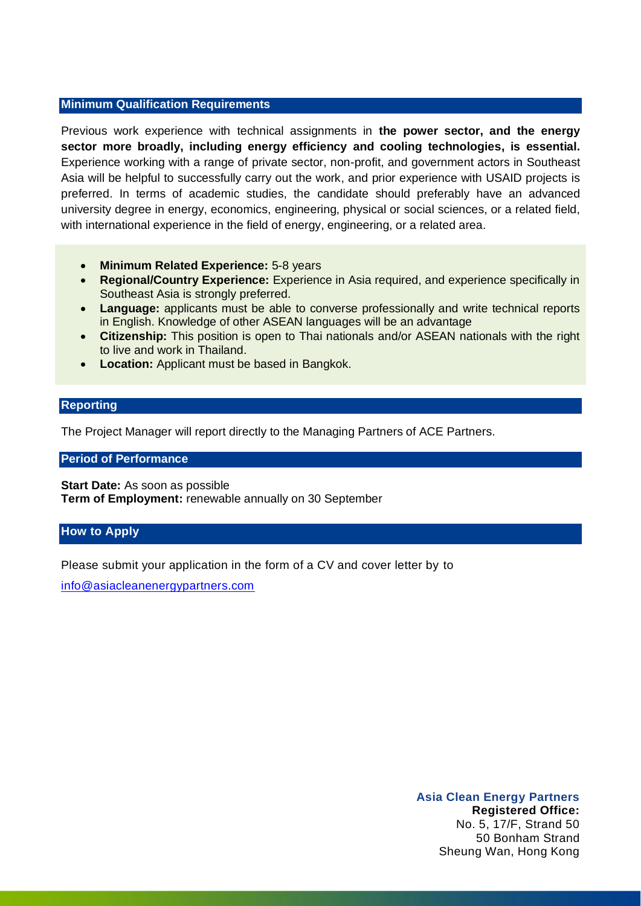## Minimum Qualification Requirements

Previous work experience with technical assignments in **the power sector, and the energy sector more broadly, including energy efficiency and cooling technologies, is essential.** Experience working with a range of private sector, non-profit, and government actors in Southeast Asia will be helpful to successfully carry out the work, and prior experience with USAID projects is preferred. In terms of academic studies, the candidate should preferably have an advanced university degree in energy, economics, engineering, physical or social sciences, or a related field, with international experience in the field of energy, engineering, or a related area.

- **Minimum Related Experience:** 5-8 years
- **Regional/Country Experience:** Experience in Asia required, and experience specifically in Southeast Asia is strongly preferred.
- **Language:** applicants must be able to converse professionally and write technical reports in English. Knowledge of other ASEAN languages will be an advantage
- **Citizenship:** This position is open to Thai nationals and/or ASEAN nationals with the right to live and work in Thailand.
- **Location:** Applicant must be based in Bangkok.

## Reporting

The Project Manager will report directly to the Managing Partners of ACE Partners.

## Period of Performance

**Start Date:** As soon as possible
**Term of Employment:** renewable annually on 30 September

## How to Apply

Please submit your application in the form of a CV and cover letter by to

info@asiacleanenergypartners.com

**Asia Clean Energy Partners**
**Registered Office:**
No. 5, 17/F, Strand 50
50 Bonham Strand
Sheung Wan, Hong Kong